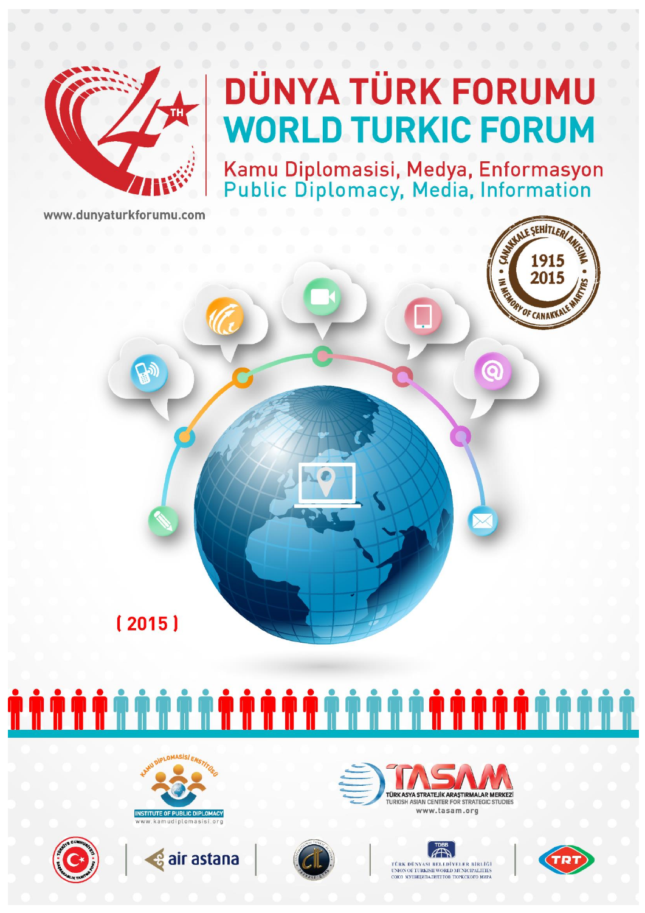# DÜNYA TÜRK FORUMU
# WORLD TURKIC FORUM

## Kamu Diplomasisi, Medya, Enformasyon
## Public Diplomacy, Media, Information

www.dunyaturkforumu.com

ÇANAKKALE ŞEHİTLERİ ANISINA • 1915 2015 • IN MEMORY OF CANAKKALE MARTYRS

( 2015 )

KAMU DİPLOMASİSİ ENSTİTÜSÜ
INSTITUTE OF PUBLIC DIPLOMACY
www.kamudiplomasisi.org

TASAM
TÜRK ASYA STRATEJİK ARAŞTIRMALAR MERKEZİ
TURKISH ASIAN CENTER FOR STRATEGIC STUDIES
www.tasam.org

TÜRKİYE CUMHURİYETİ BAŞBAKANLIK TANITMA FONU

air astana

TDBB
TÜRK DÜNYASI BELEDİYELER BİRLİĞİ
UNION OF TURKISH WORLD MUNICIPALITIES
СОЮЗ МУНИЦИПАЛИТЕТОВ ТЮРКСКОГО МИРА

TRT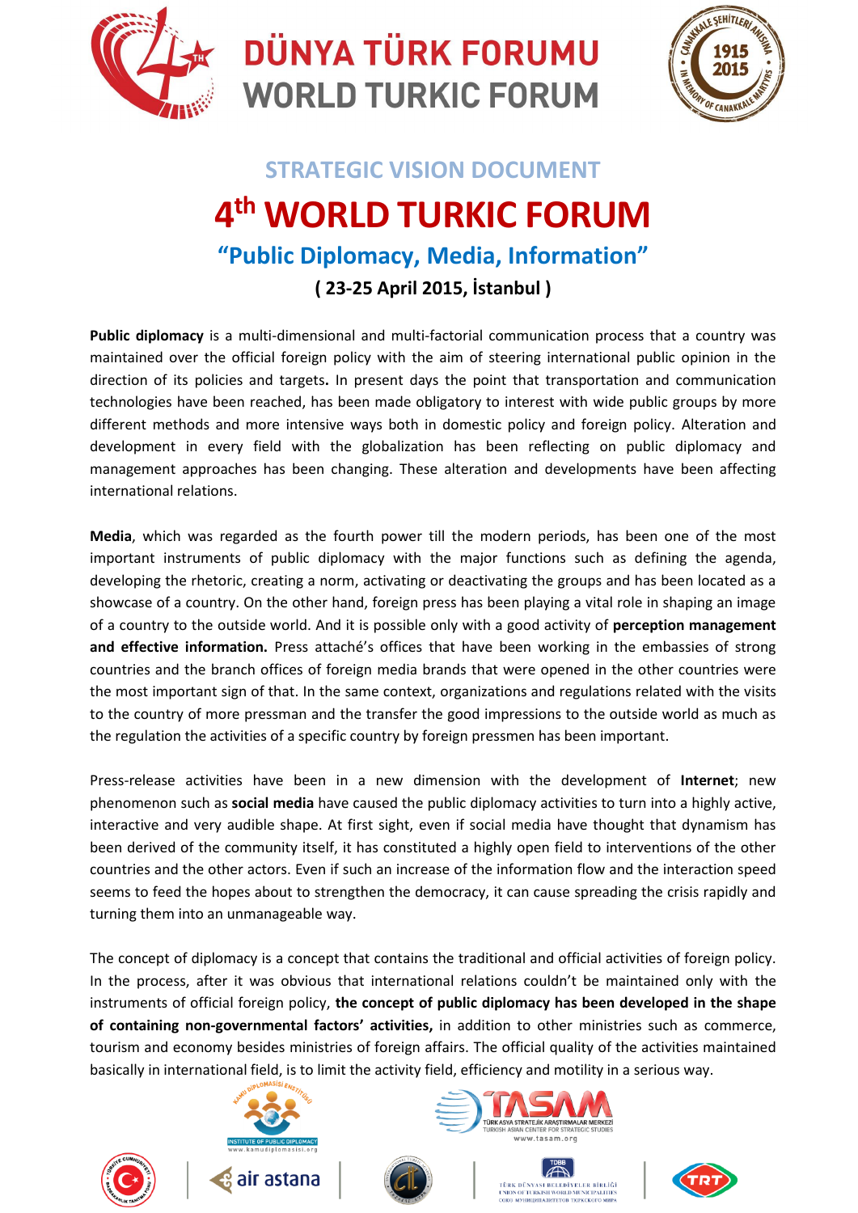# DÜNYA TÜRK FORUMU
# WORLD TURKIC FORUM

## STRATEGIC VISION DOCUMENT

# 4th WORLD TURKIC FORUM

## "Public Diplomacy, Media, Information"

**( 23-25 April 2015, İstanbul )**

**Public diplomacy** is a multi-dimensional and multi-factorial communication process that a country was maintained over the official foreign policy with the aim of steering international public opinion in the direction of its policies and targets**.** In present days the point that transportation and communication technologies have been reached, has been made obligatory to interest with wide public groups by more different methods and more intensive ways both in domestic policy and foreign policy. Alteration and development in every field with the globalization has been reflecting on public diplomacy and management approaches has been changing. These alteration and developments have been affecting international relations.

**Media**, which was regarded as the fourth power till the modern periods, has been one of the most important instruments of public diplomacy with the major functions such as defining the agenda, developing the rhetoric, creating a norm, activating or deactivating the groups and has been located as a showcase of a country. On the other hand, foreign press has been playing a vital role in shaping an image of a country to the outside world. And it is possible only with a good activity of **perception management and effective information.** Press attaché's offices that have been working in the embassies of strong countries and the branch offices of foreign media brands that were opened in the other countries were the most important sign of that. In the same context, organizations and regulations related with the visits to the country of more pressman and the transfer the good impressions to the outside world as much as the regulation the activities of a specific country by foreign pressmen has been important.

Press-release activities have been in a new dimension with the development of **Internet**; new phenomenon such as **social media** have caused the public diplomacy activities to turn into a highly active, interactive and very audible shape. At first sight, even if social media have thought that dynamism has been derived of the community itself, it has constituted a highly open field to interventions of the other countries and the other actors. Even if such an increase of the information flow and the interaction speed seems to feed the hopes about to strengthen the democracy, it can cause spreading the crisis rapidly and turning them into an unmanageable way.

The concept of diplomacy is a concept that contains the traditional and official activities of foreign policy. In the process, after it was obvious that international relations couldn't be maintained only with the instruments of official foreign policy, **the concept of public diplomacy has been developed in the shape of containing non-governmental factors' activities,** in addition to other ministries such as commerce, tourism and economy besides ministries of foreign affairs. The official quality of the activities maintained basically in international field, is to limit the activity field, efficiency and motility in a serious way.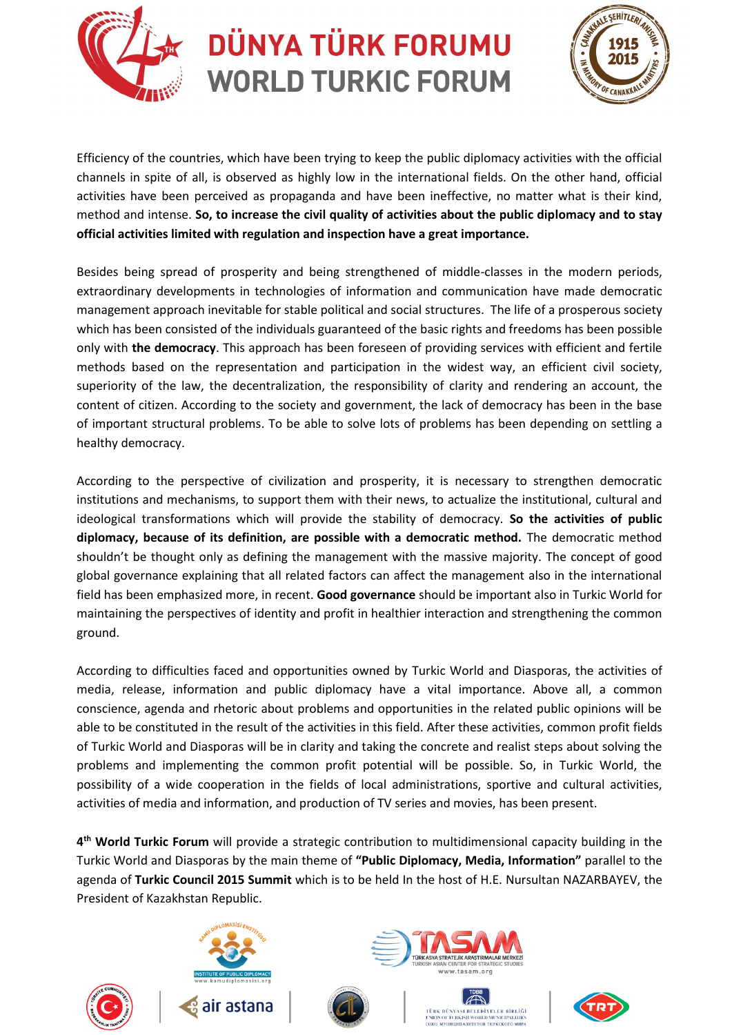Efficiency of the countries, which have been trying to keep the public diplomacy activities with the official channels in spite of all, is observed as highly low in the international fields. On the other hand, official activities have been perceived as propaganda and have been ineffective, no matter what is their kind, method and intense. **So, to increase the civil quality of activities about the public diplomacy and to stay official activities limited with regulation and inspection have a great importance.**

Besides being spread of prosperity and being strengthened of middle-classes in the modern periods, extraordinary developments in technologies of information and communication have made democratic management approach inevitable for stable political and social structures. The life of a prosperous society which has been consisted of the individuals guaranteed of the basic rights and freedoms has been possible only with **the democracy**. This approach has been foreseen of providing services with efficient and fertile methods based on the representation and participation in the widest way, an efficient civil society, superiority of the law, the decentralization, the responsibility of clarity and rendering an account, the content of citizen. According to the society and government, the lack of democracy has been in the base of important structural problems. To be able to solve lots of problems has been depending on settling a healthy democracy.

According to the perspective of civilization and prosperity, it is necessary to strengthen democratic institutions and mechanisms, to support them with their news, to actualize the institutional, cultural and ideological transformations which will provide the stability of democracy. **So the activities of public diplomacy, because of its definition, are possible with a democratic method.** The democratic method shouldn't be thought only as defining the management with the massive majority. The concept of good global governance explaining that all related factors can affect the management also in the international field has been emphasized more, in recent. **Good governance** should be important also in Turkic World for maintaining the perspectives of identity and profit in healthier interaction and strengthening the common ground.

According to difficulties faced and opportunities owned by Turkic World and Diasporas, the activities of media, release, information and public diplomacy have a vital importance. Above all, a common conscience, agenda and rhetoric about problems and opportunities in the related public opinions will be able to be constituted in the result of the activities in this field. After these activities, common profit fields of Turkic World and Diasporas will be in clarity and taking the concrete and realist steps about solving the problems and implementing the common profit potential will be possible. So, in Turkic World, the possibility of a wide cooperation in the fields of local administrations, sportive and cultural activities, activities of media and information, and production of TV series and movies, has been present.

**4th World Turkic Forum** will provide a strategic contribution to multidimensional capacity building in the Turkic World and Diasporas by the main theme of **"Public Diplomacy, Media, Information"** parallel to the agenda of **Turkic Council 2015 Summit** which is to be held In the host of H.E. Nursultan NAZARBAYEV, the President of Kazakhstan Republic.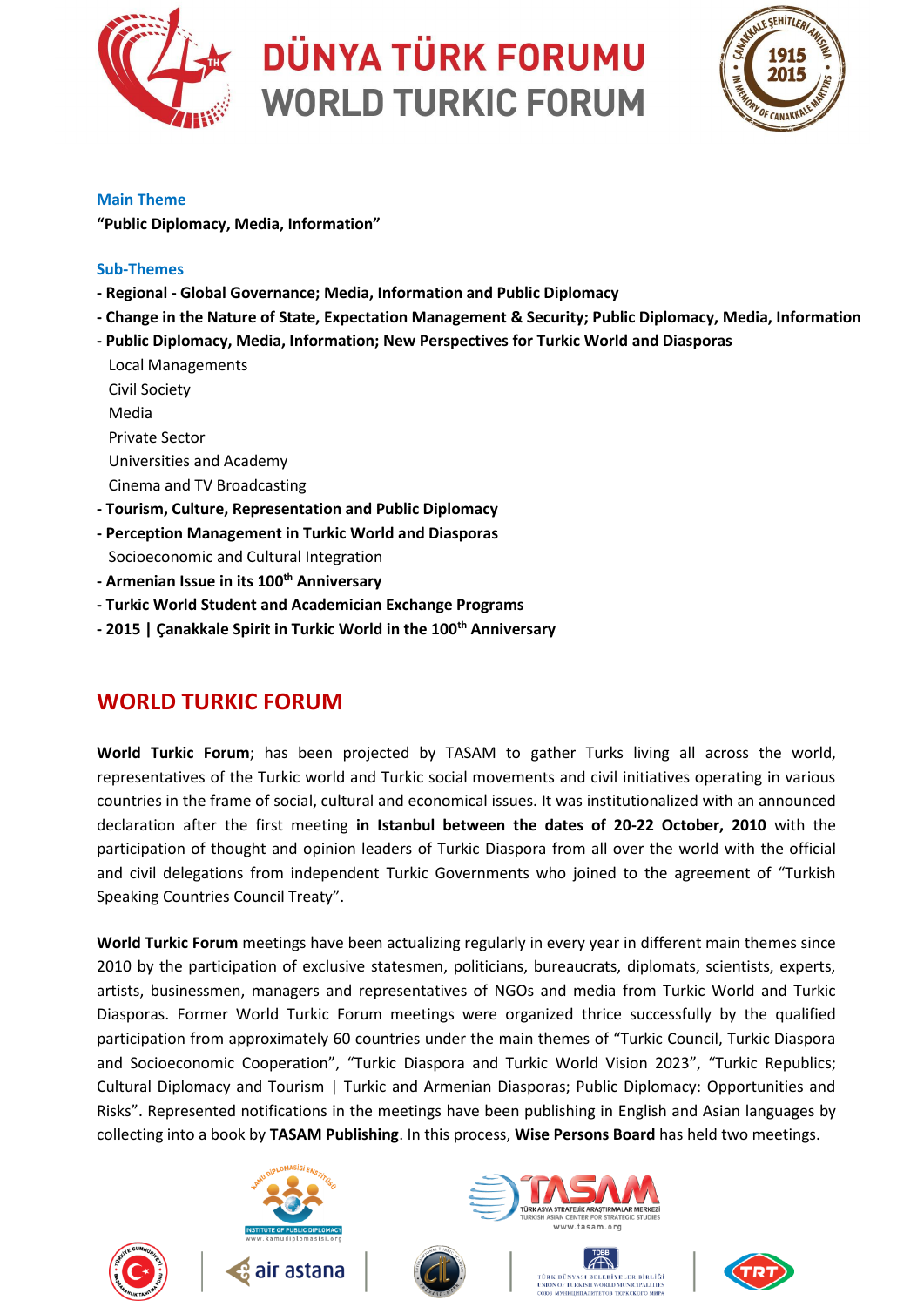**Main Theme**

**“Public Diplomacy, Media, Information”**

**Sub-Themes**

- **Regional - Global Governance; Media, Information and Public Diplomacy**
- **Change in the Nature of State, Expectation Management & Security; Public Diplomacy, Media, Information**
- **Public Diplomacy, Media, Information; New Perspectives for Turkic World and Diasporas**
  - Local Managements
  - Civil Society
  - Media
  - Private Sector
  - Universities and Academy
  - Cinema and TV Broadcasting
- **Tourism, Culture, Representation and Public Diplomacy**
- **Perception Management in Turkic World and Diasporas**
  - Socioeconomic and Cultural Integration
- **Armenian Issue in its 100th Anniversary**
- **Turkic World Student and Academician Exchange Programs**
- **2015 | Çanakkale Spirit in Turkic World in the 100th Anniversary**

## WORLD TURKIC FORUM

**World Turkic Forum**; has been projected by TASAM to gather Turks living all across the world, representatives of the Turkic world and Turkic social movements and civil initiatives operating in various countries in the frame of social, cultural and economical issues. It was institutionalized with an announced declaration after the first meeting **in Istanbul between the dates of 20-22 October, 2010** with the participation of thought and opinion leaders of Turkic Diaspora from all over the world with the official and civil delegations from independent Turkic Governments who joined to the agreement of “Turkish Speaking Countries Council Treaty”.

**World Turkic Forum** meetings have been actualizing regularly in every year in different main themes since 2010 by the participation of exclusive statesmen, politicians, bureaucrats, diplomats, scientists, experts, artists, businessmen, managers and representatives of NGOs and media from Turkic World and Turkic Diasporas. Former World Turkic Forum meetings were organized thrice successfully by the qualified participation from approximately 60 countries under the main themes of “Turkic Council, Turkic Diaspora and Socioeconomic Cooperation”, “Turkic Diaspora and Turkic World Vision 2023”, “Turkic Republics; Cultural Diplomacy and Tourism | Turkic and Armenian Diasporas; Public Diplomacy: Opportunities and Risks”. Represented notifications in the meetings have been publishing in English and Asian languages by collecting into a book by **TASAM Publishing**. In this process, **Wise Persons Board** has held two meetings.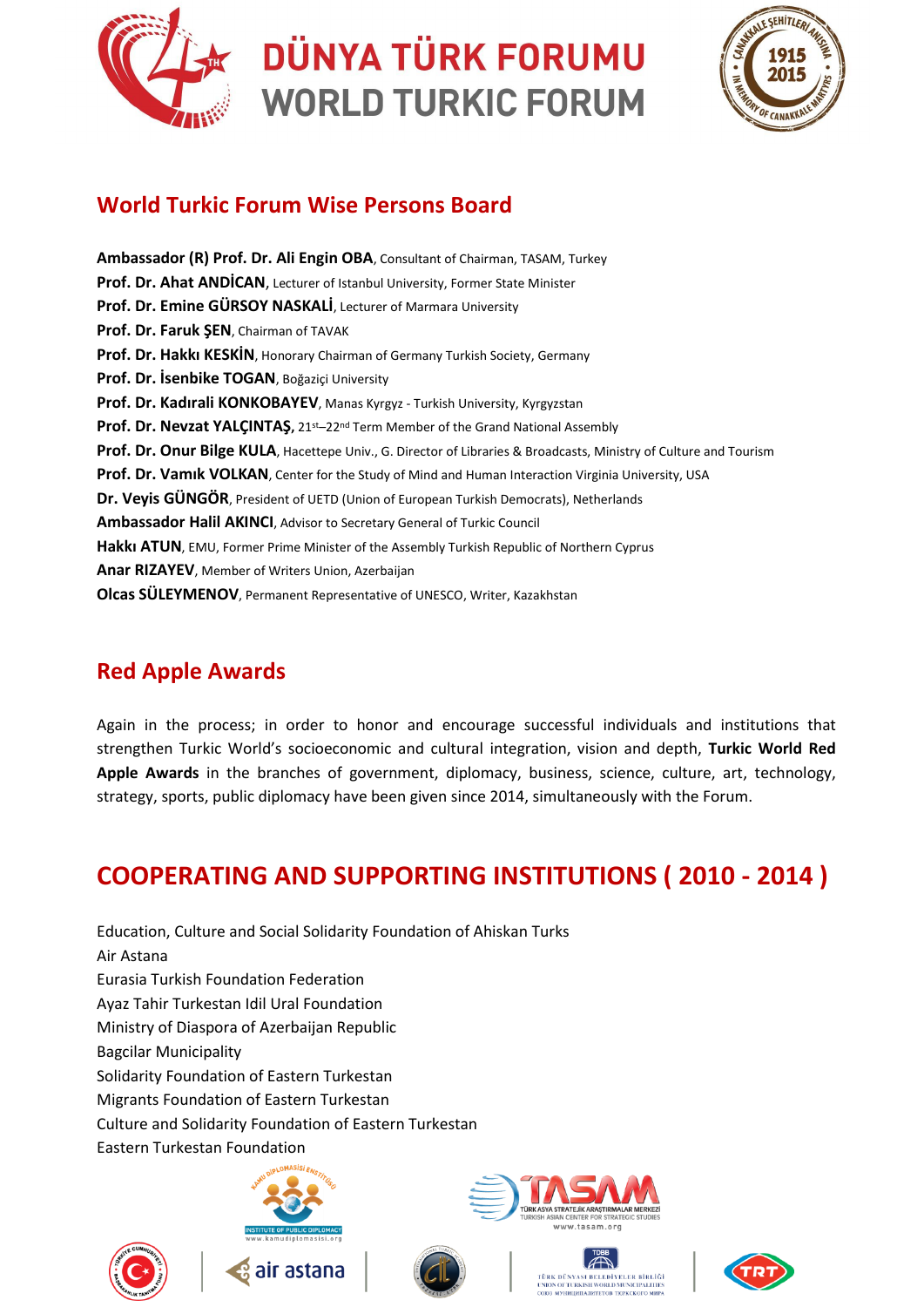## World Turkic Forum Wise Persons Board

**Ambassador (R) Prof. Dr. Ali Engin OBA**, Consultant of Chairman, TASAM, Turkey
**Prof. Dr. Ahat ANDİCAN**, Lecturer of Istanbul University, Former State Minister
**Prof. Dr. Emine GÜRSOY NASKALİ**, Lecturer of Marmara University
**Prof. Dr. Faruk ŞEN**, Chairman of TAVAK
**Prof. Dr. Hakkı KESKİN**, Honorary Chairman of Germany Turkish Society, Germany
**Prof. Dr. İsenbike TOGAN**, Boğaziçi University
**Prof. Dr. Kadırali KONKOBAYEV**, Manas Kyrgyz - Turkish University, Kyrgyzstan
**Prof. Dr. Nevzat YALÇINTAŞ,** 21st–22nd Term Member of the Grand National Assembly
**Prof. Dr. Onur Bilge KULA**, Hacettepe Univ., G. Director of Libraries & Broadcasts, Ministry of Culture and Tourism
**Prof. Dr. Vamık VOLKAN**, Center for the Study of Mind and Human Interaction Virginia University, USA
**Dr. Veyis GÜNGÖR**, President of UETD (Union of European Turkish Democrats), Netherlands
**Ambassador Halil AKINCI**, Advisor to Secretary General of Turkic Council
**Hakkı ATUN**, EMU, Former Prime Minister of the Assembly Turkish Republic of Northern Cyprus
**Anar RIZAYEV**, Member of Writers Union, Azerbaijan
**Olcas SÜLEYMENOV**, Permanent Representative of UNESCO, Writer, Kazakhstan

## Red Apple Awards

Again in the process; in order to honor and encourage successful individuals and institutions that strengthen Turkic World's socioeconomic and cultural integration, vision and depth, **Turkic World Red Apple Awards** in the branches of government, diplomacy, business, science, culture, art, technology, strategy, sports, public diplomacy have been given since 2014, simultaneously with the Forum.

## COOPERATING AND SUPPORTING INSTITUTIONS ( 2010 - 2014 )

Education, Culture and Social Solidarity Foundation of Ahiskan Turks
Air Astana
Eurasia Turkish Foundation Federation
Ayaz Tahir Turkestan Idil Ural Foundation
Ministry of Diaspora of Azerbaijan Republic
Bagcilar Municipality
Solidarity Foundation of Eastern Turkestan
Migrants Foundation of Eastern Turkestan
Culture and Solidarity Foundation of Eastern Turkestan
Eastern Turkestan Foundation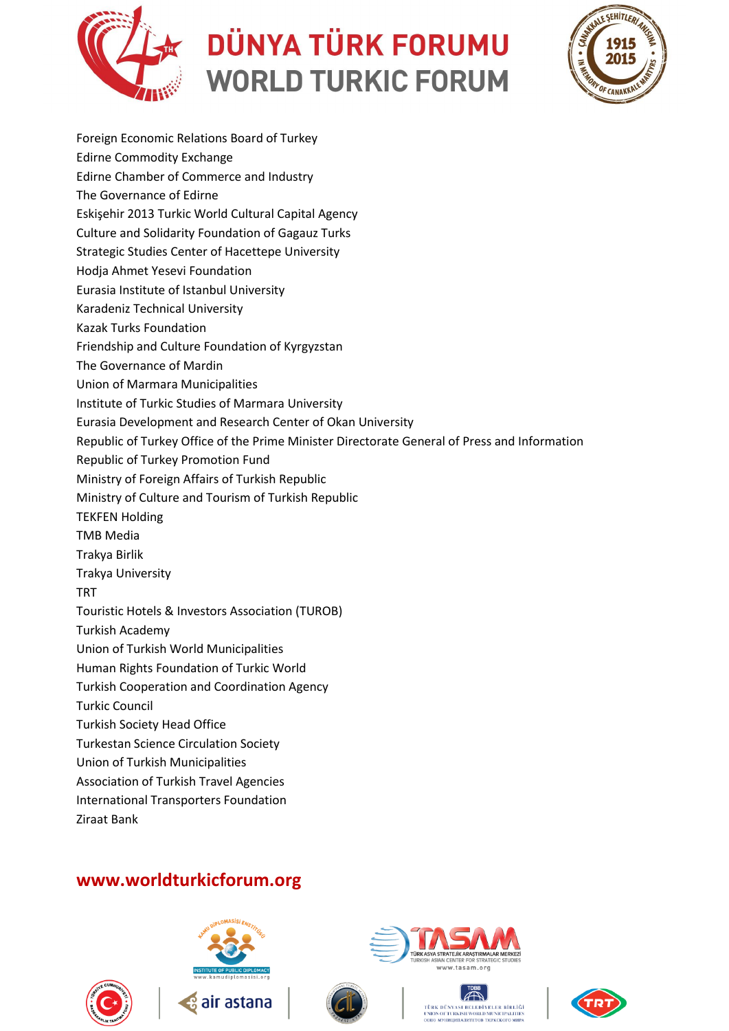Foreign Economic Relations Board of Turkey
Edirne Commodity Exchange
Edirne Chamber of Commerce and Industry
The Governance of Edirne
Eskişehir 2013 Turkic World Cultural Capital Agency
Culture and Solidarity Foundation of Gagauz Turks
Strategic Studies Center of Hacettepe University
Hodja Ahmet Yesevi Foundation
Eurasia Institute of Istanbul University
Karadeniz Technical University
Kazak Turks Foundation
Friendship and Culture Foundation of Kyrgyzstan
The Governance of Mardin
Union of Marmara Municipalities
Institute of Turkic Studies of Marmara University
Eurasia Development and Research Center of Okan University
Republic of Turkey Office of the Prime Minister Directorate General of Press and Information
Republic of Turkey Promotion Fund
Ministry of Foreign Affairs of Turkish Republic
Ministry of Culture and Tourism of Turkish Republic
TEKFEN Holding
TMB Media
Trakya Birlik
Trakya University
TRT
Touristic Hotels & Investors Association (TUROB)
Turkish Academy
Union of Turkish World Municipalities
Human Rights Foundation of Turkic World
Turkish Cooperation and Coordination Agency
Turkic Council
Turkish Society Head Office
Turkestan Science Circulation Society
Union of Turkish Municipalities
Association of Turkish Travel Agencies
International Transporters Foundation
Ziraat Bank

**www.worldturkicforum.org**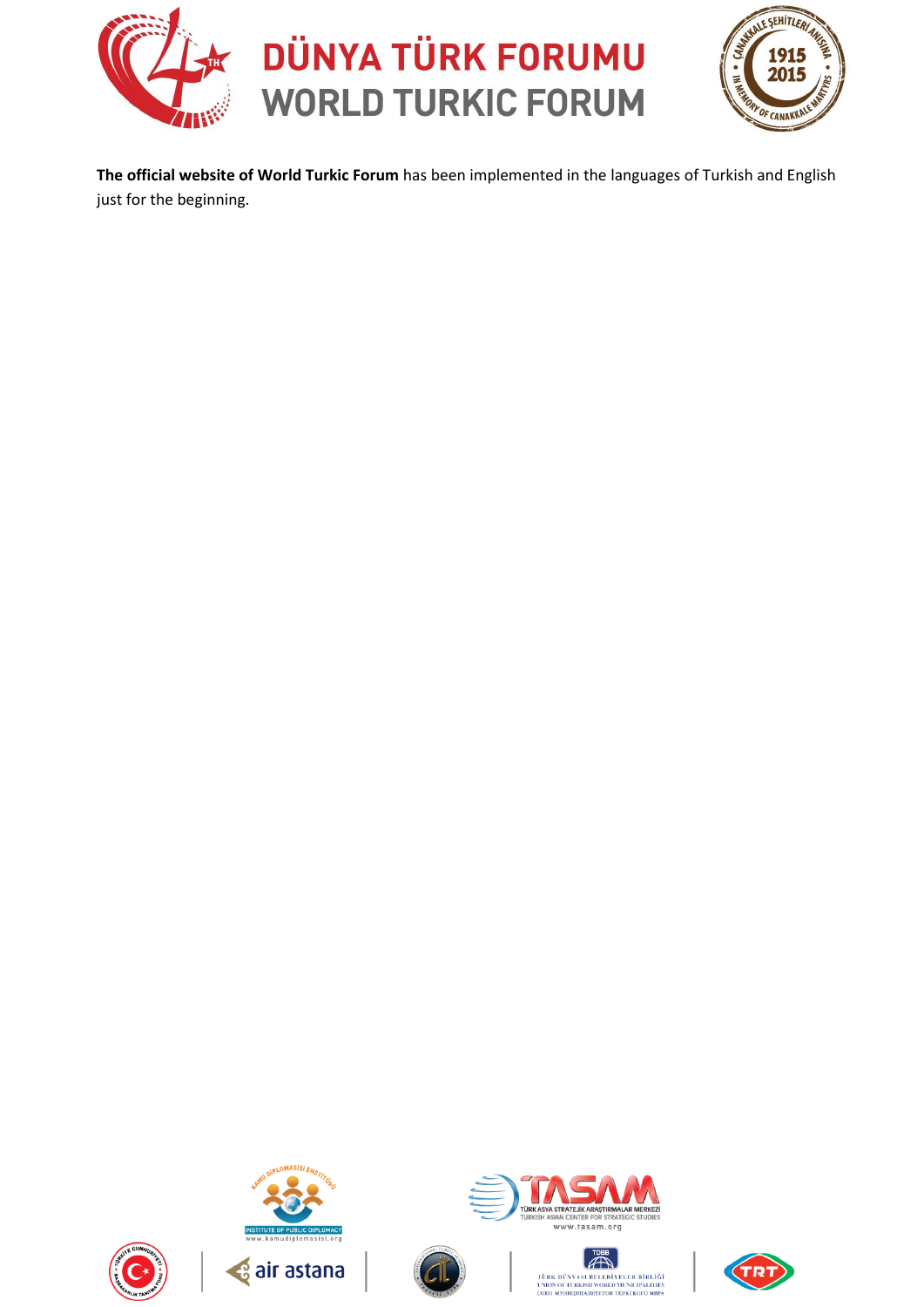**The official website of World Turkic Forum** has been implemented in the languages of Turkish and English just for the beginning.